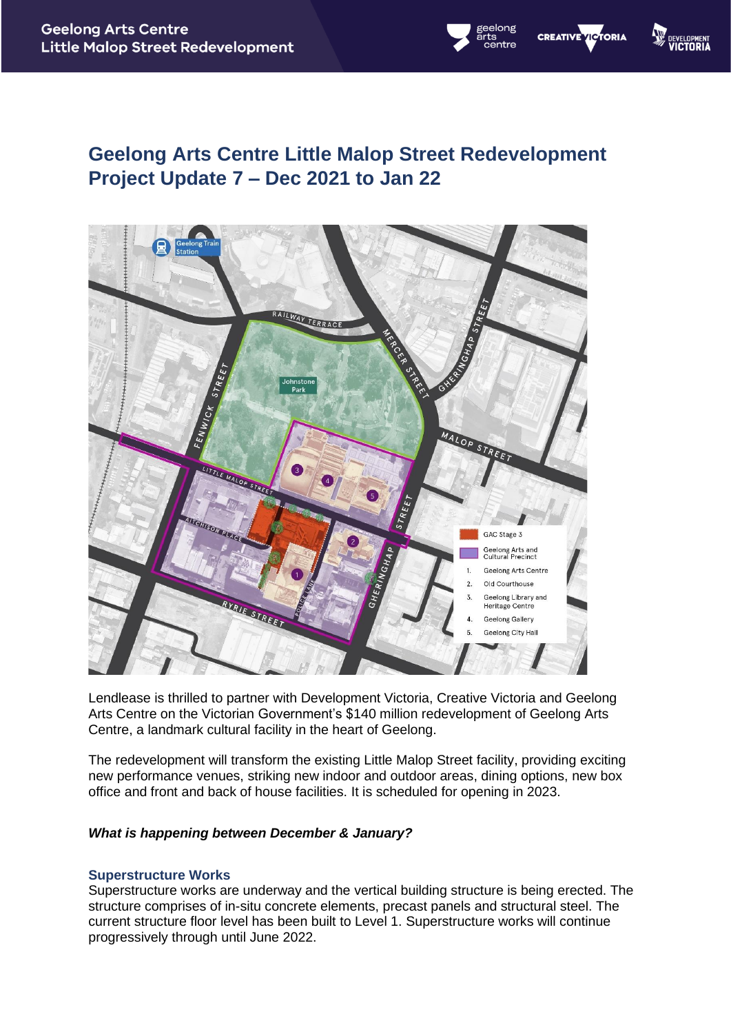# Geelong Arts Centre Little Malop Street Redevelopment Project Update 7 – Dec 2021 to Jan 22

Lendlease is thrilled to partner with Development Victoria, Creative Victoria and Geelong Arts Centre on the Victorian Government's $140 million redevelopment of Geelong Arts Centre, a landmark cultural facility in the heart of Geelong.

The redevelopment will transform the existing Little Malop Street facility, providing exciting new performance venues, striking new indoor and outdoor areas, dining options, new box office and front and back of house facilities. It is scheduled for opening in 2023.

***What is happening between December & January?***

### Superstructure Works

Superstructure works are underway and the vertical building structure is being erected. The structure comprises of in-situ concrete elements, precast panels and structural steel. The current structure floor level has been built to Level 1. Superstructure works will continue progressively through until June 2022.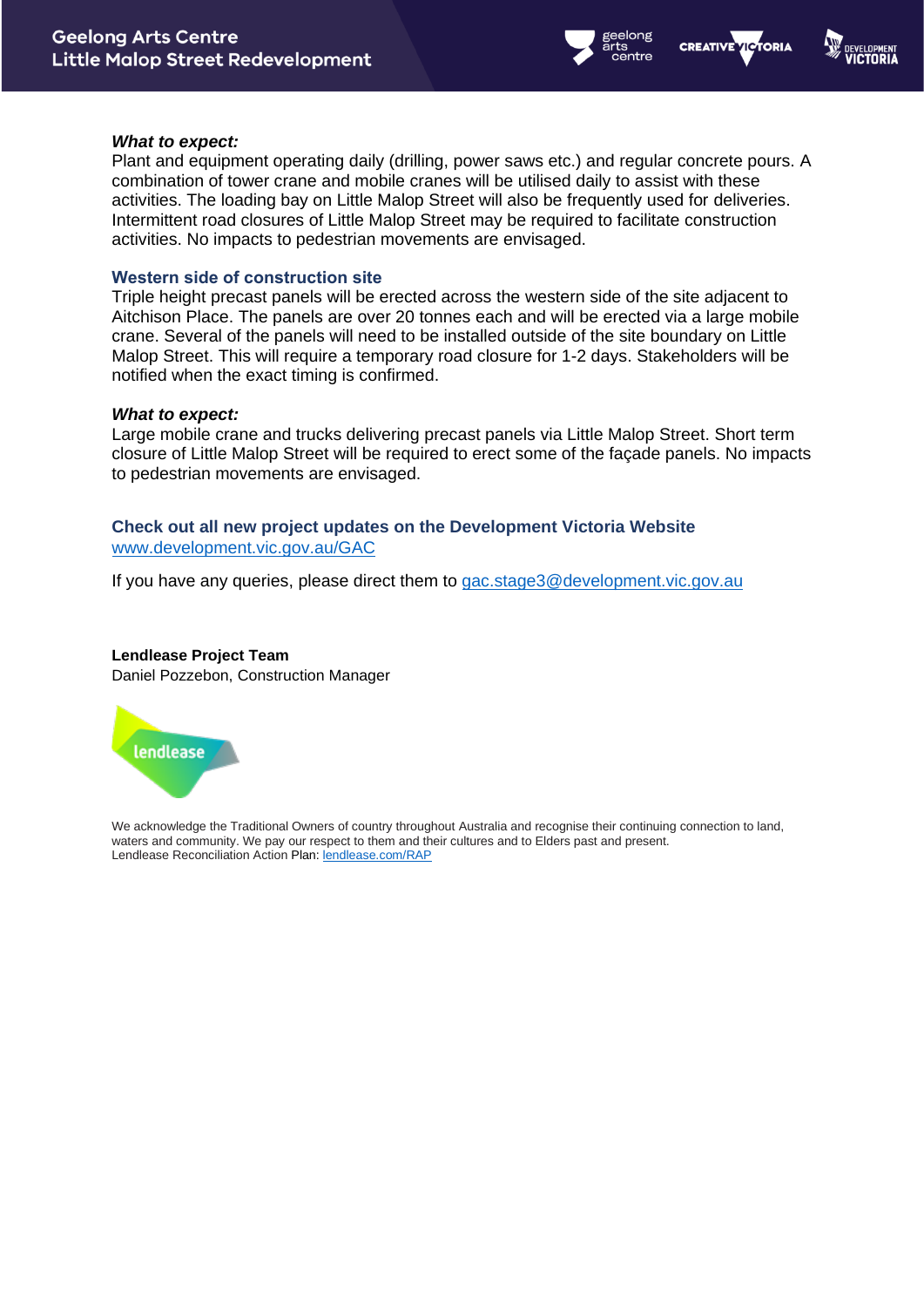***What to expect:***
Plant and equipment operating daily (drilling, power saws etc.) and regular concrete pours. A combination of tower crane and mobile cranes will be utilised daily to assist with these activities. The loading bay on Little Malop Street will also be frequently used for deliveries. Intermittent road closures of Little Malop Street may be required to facilitate construction activities. No impacts to pedestrian movements are envisaged.

### Western side of construction site

Triple height precast panels will be erected across the western side of the site adjacent to Aitchison Place. The panels are over 20 tonnes each and will be erected via a large mobile crane. Several of the panels will need to be installed outside of the site boundary on Little Malop Street. This will require a temporary road closure for 1-2 days. Stakeholders will be notified when the exact timing is confirmed.

***What to expect:***
Large mobile crane and trucks delivering precast panels via Little Malop Street. Short term closure of Little Malop Street will be required to erect some of the façade panels. No impacts to pedestrian movements are envisaged.

### Check out all new project updates on the Development Victoria Website

[www.development.vic.gov.au/GAC](http://www.development.vic.gov.au/GAC)

If you have any queries, please direct them to [gac.stage3@development.vic.gov.au](mailto:gac.stage3@development.vic.gov.au)

**Lendlease Project Team**
Daniel Pozzebon, Construction Manager

lendlease

We acknowledge the Traditional Owners of country throughout Australia and recognise their continuing connection to land, waters and community. We pay our respect to them and their cultures and to Elders past and present.
Lendlease Reconciliation Action Plan: [lendlease.com/RAP](http://lendlease.com/RAP)